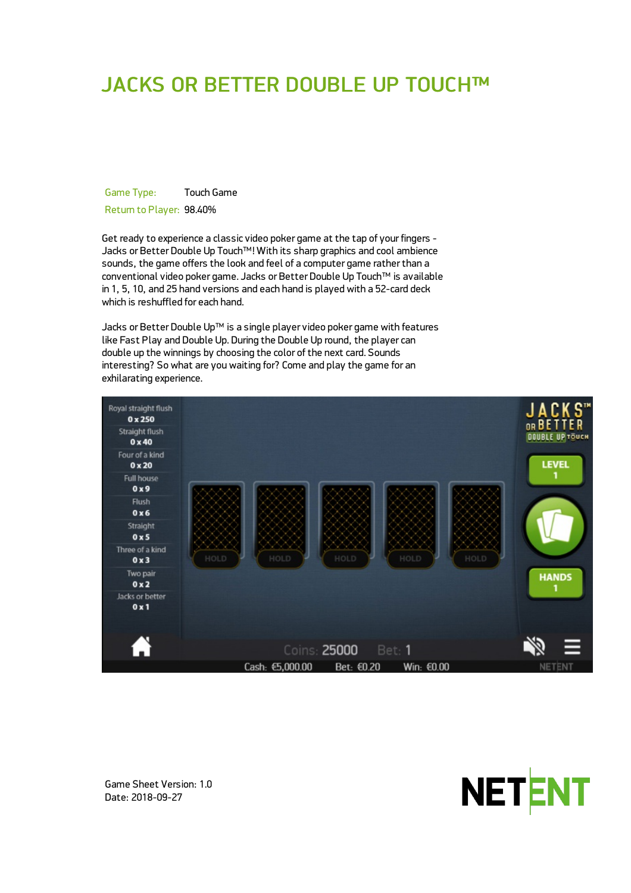# JACKS OR BETTER DOUBLE UP TOUCH™

| | |
|---|---|
| Game Type: | Touch Game |
| Return to Player: | 98.40% |

Get ready to experience a classic video poker game at the tap of your fingers - Jacks or Better Double Up Touch™! With its sharp graphics and cool ambience sounds, the game offers the look and feel of a computer game rather than a conventional video poker game. Jacks or Better Double Up Touch™ is available in 1, 5, 10, and 25 hand versions and each hand is played with a 52-card deck which is reshuffled for each hand.

Jacks or Better Double Up™ is a single player video poker game with features like Fast Play and Double Up. During the Double Up round, the player can double up the winnings by choosing the color of the next card. Sounds interesting? So what are you waiting for? Come and play the game for an exhilarating experience.

Game Sheet Version: 1.0
Date: 2018-09-27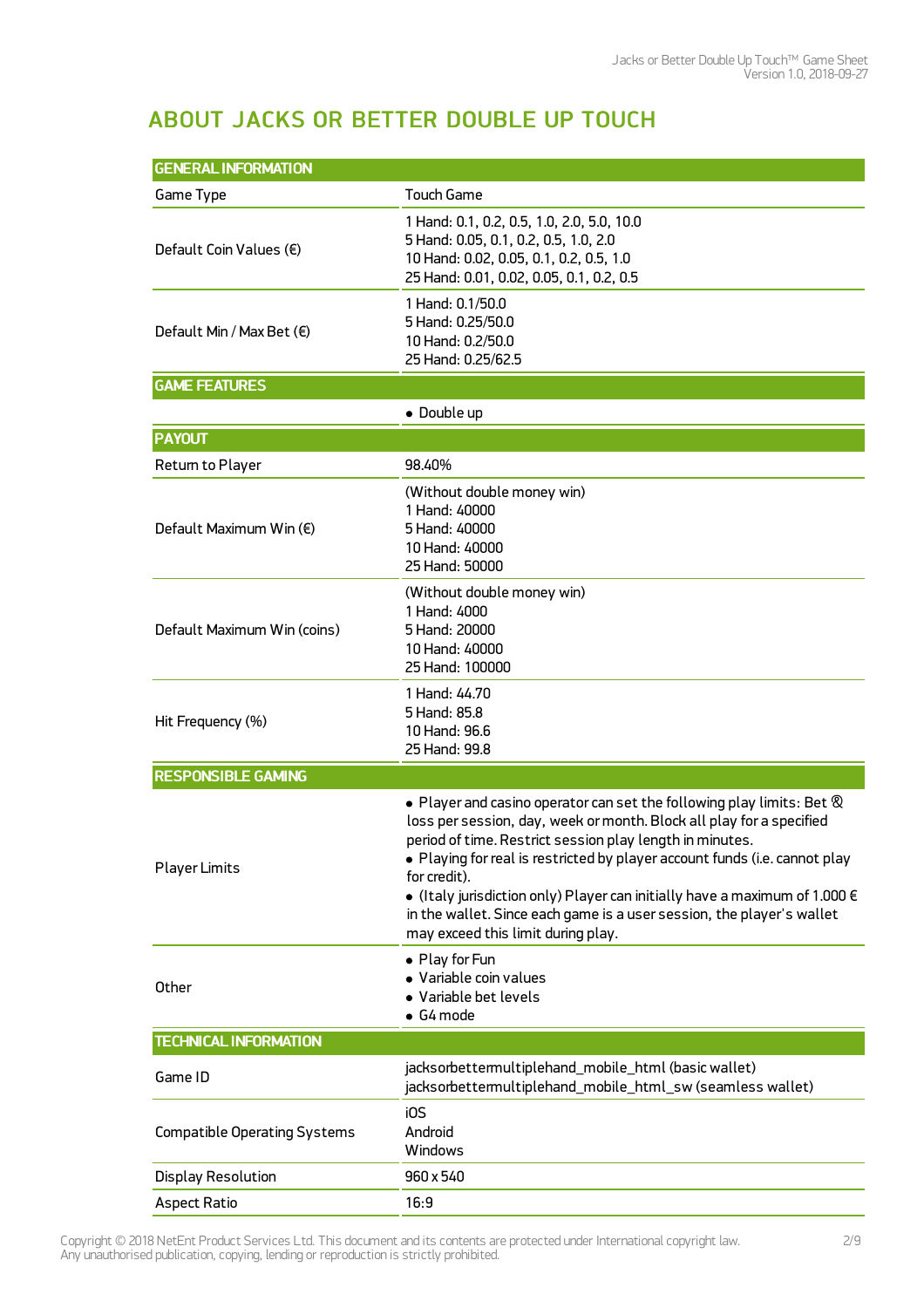# ABOUT JACKS OR BETTER DOUBLE UP TOUCH

| GENERAL INFORMATION | |
|---|---|
| Game Type | Touch Game |
| Default Coin Values (€) | 1 Hand: 0.1, 0.2, 0.5, 1.0, 2.0, 5.0, 10.0<br>5 Hand: 0.05, 0.1, 0.2, 0.5, 1.0, 2.0<br>10 Hand: 0.02, 0.05, 0.1, 0.2, 0.5, 1.0<br>25 Hand: 0.01, 0.02, 0.05, 0.1, 0.2, 0.5 |
| Default Min / Max Bet (€) | 1 Hand: 0.1/50.0<br>5 Hand: 0.25/50.0<br>10 Hand: 0.2/50.0<br>25 Hand: 0.25/62.5 |
| **GAME FEATURES** | |
| | • Double up |
| **PAYOUT** | |
| Return to Player | 98.40% |
| Default Maximum Win (€) | (Without double money win)<br>1 Hand: 40000<br>5 Hand: 40000<br>10 Hand: 40000<br>25 Hand: 50000 |
| Default Maximum Win (coins) | (Without double money win)<br>1 Hand: 4000<br>5 Hand: 20000<br>10 Hand: 40000<br>25 Hand: 100000 |
| Hit Frequency (%) | 1 Hand: 44.70<br>5 Hand: 85.8<br>10 Hand: 96.6<br>25 Hand: 99.8 |
| **RESPONSIBLE GAMING** | |
| Player Limits | • Player and casino operator can set the following play limits: Bet & loss per session, day, week or month. Block all play for a specified period of time. Restrict session play length in minutes.<br>• Playing for real is restricted by player account funds (i.e. cannot play for credit).<br>• (Italy jurisdiction only) Player can initially have a maximum of 1.000 € in the wallet. Since each game is a user session, the player's wallet may exceed this limit during play. |
| Other | • Play for Fun<br>• Variable coin values<br>• Variable bet levels<br>• G4 mode |
| **TECHNICAL INFORMATION** | |
| Game ID | jacksorbettermultiplehand_mobile_html (basic wallet)<br>jacksorbettermultiplehand_mobile_html_sw (seamless wallet) |
| Compatible Operating Systems | iOS<br>Android<br>Windows |
| Display Resolution | 960 x 540 |
| Aspect Ratio | 16:9 |

Copyright © 2018 NetEnt Product Services Ltd. This document and its contents are protected under International copyright law. Any unauthorised publication, copying, lending or reproduction is strictly prohibited.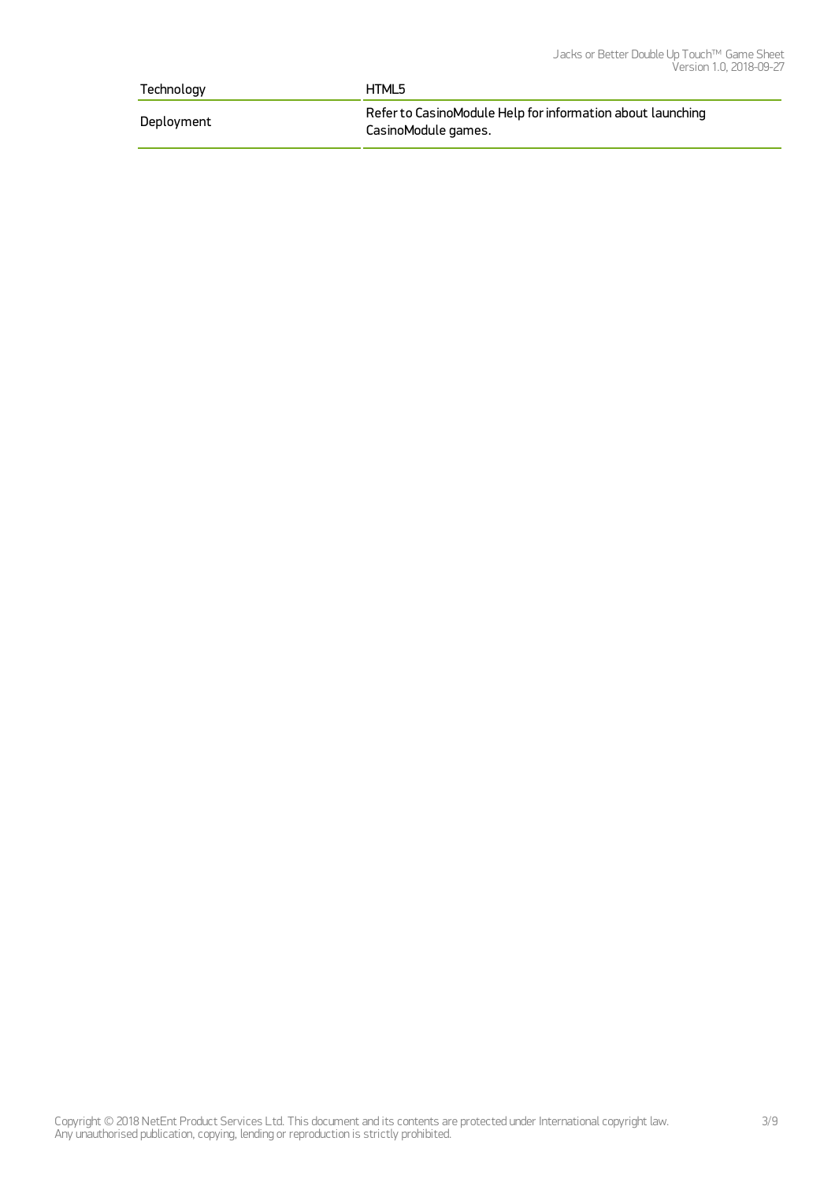| Technology | HTML5 |
|---|---|
| Deployment | Refer to CasinoModule Help for information about launching CasinoModule games. |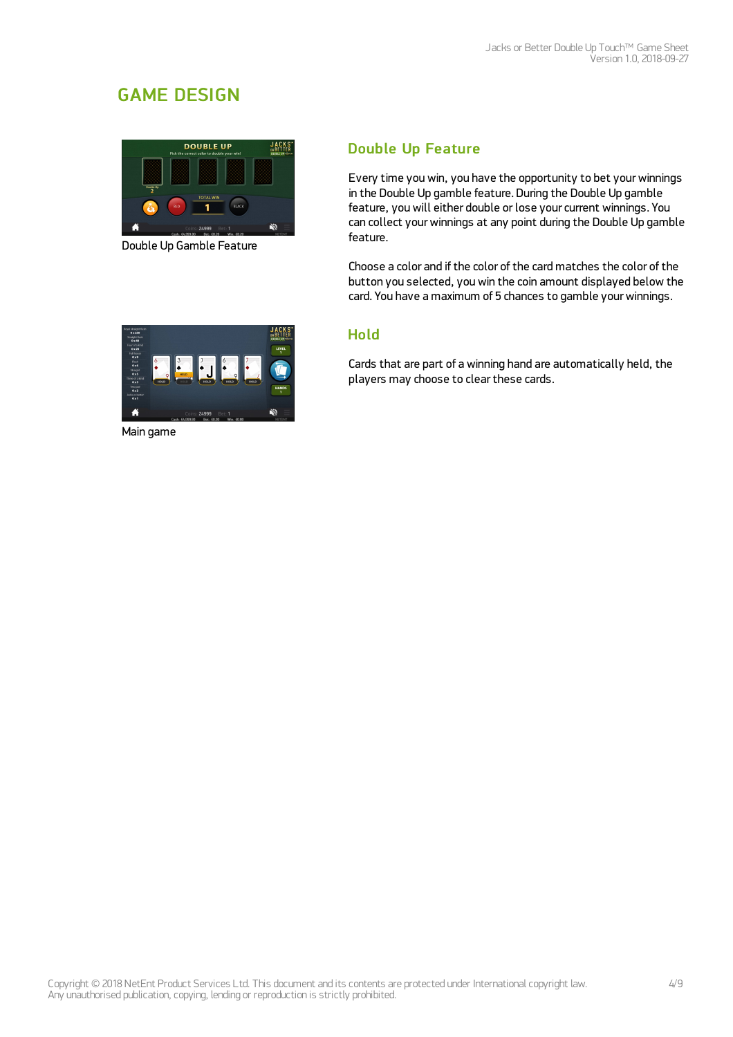## GAME DESIGN

Double Up Gamble Feature

### Double Up Feature

Every time you win, you have the opportunity to bet your winnings in the Double Up gamble feature. During the Double Up gamble feature, you will either double or lose your current winnings. You can collect your winnings at any point during the Double Up gamble feature.

Choose a color and if the color of the card matches the color of the button you selected, you win the coin amount displayed below the card. You have a maximum of 5 chances to gamble your winnings.

Main game

### Hold

Cards that are part of a winning hand are automatically held, the players may choose to clear these cards.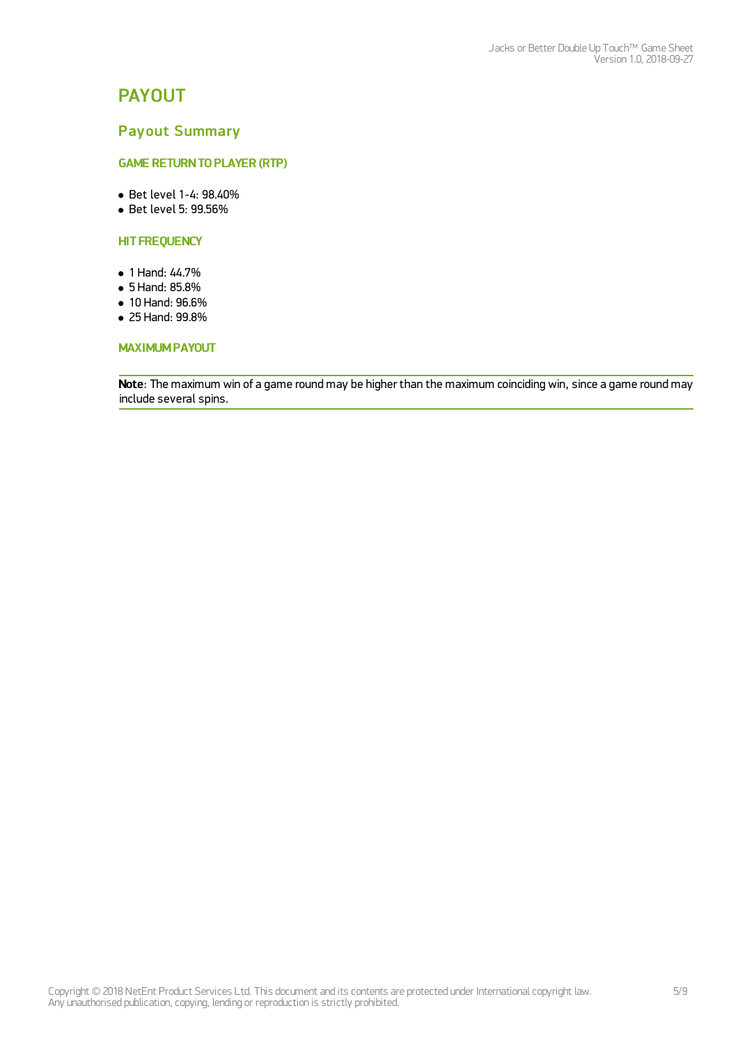# PAYOUT

## Payout Summary

### GAME RETURN TO PLAYER (RTP)

- Bet level 1-4: 98.40%
- Bet level 5: 99.56%

### HIT FREQUENCY

- 1 Hand: 44.7%
- 5 Hand: 85.8%
- 10 Hand: 96.6%
- 25 Hand: 99.8%

### MAXIMUM PAYOUT

**Note**: The maximum win of a game round may be higher than the maximum coinciding win, since a game round may include several spins.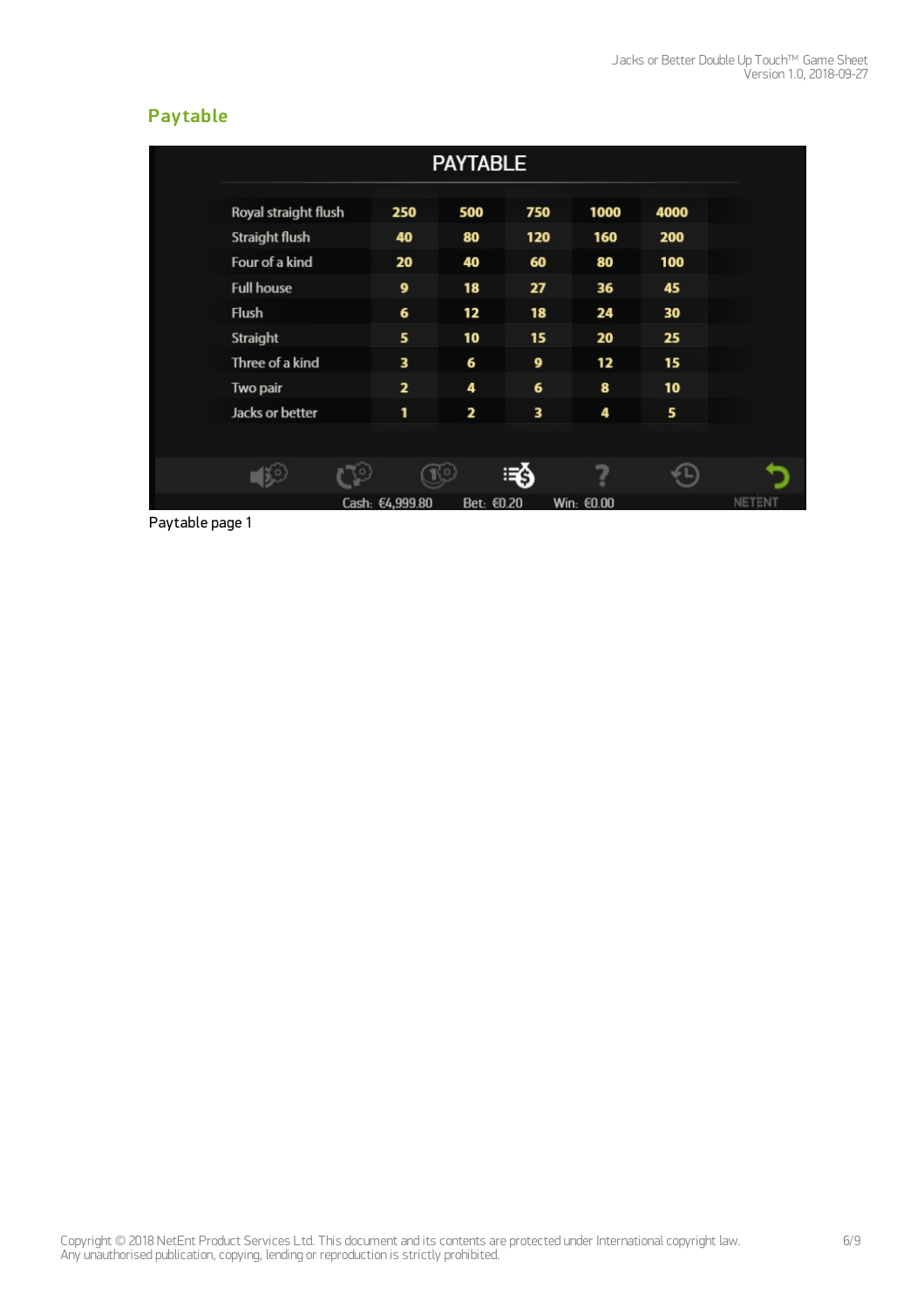## Paytable

| PAYTABLE | | | | | |
|---|---|---|---|---|---|
| Royal straight flush | 250 | 500 | 750 | 1000 | 4000 |
| Straight flush | 40 | 80 | 120 | 160 | 200 |
| Four of a kind | 20 | 40 | 60 | 80 | 100 |
| Full house | 9 | 18 | 27 | 36 | 45 |
| Flush | 6 | 12 | 18 | 24 | 30 |
| Straight | 5 | 10 | 15 | 20 | 25 |
| Three of a kind | 3 | 6 | 9 | 12 | 15 |
| Two pair | 2 | 4 | 6 | 8 | 10 |
| Jacks or better | 1 | 2 | 3 | 4 | 5 |

Cash: €4,999.80 Bet: €0.20 Win: €0.00

Paytable page 1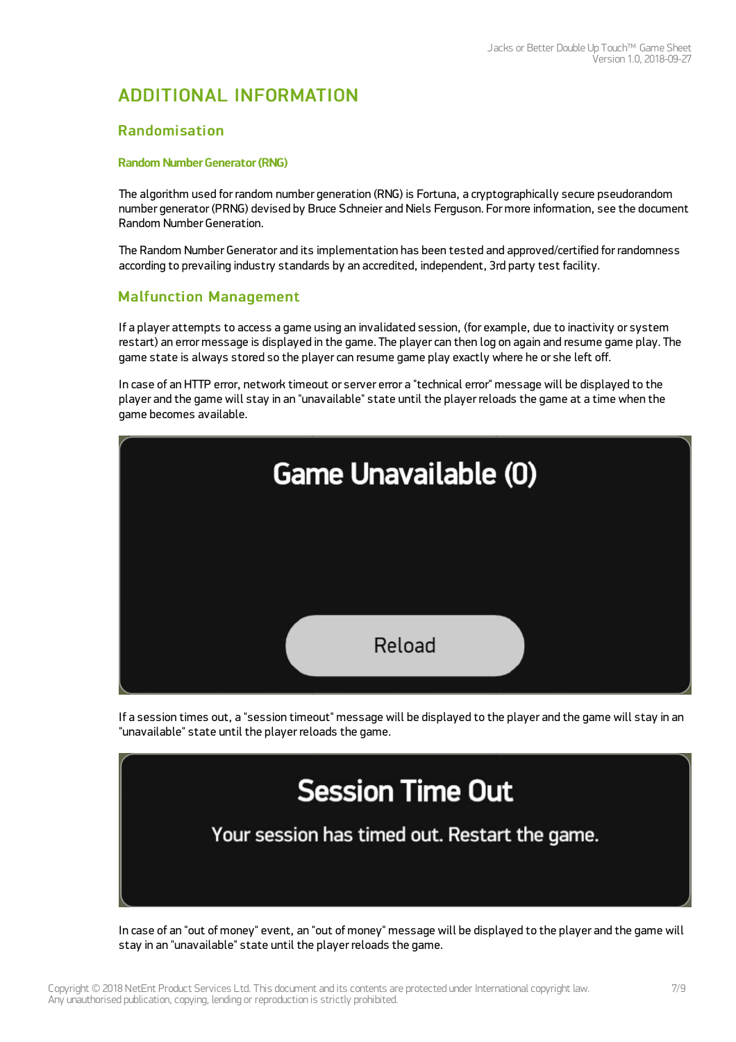# ADDITIONAL INFORMATION

## Randomisation

### Random Number Generator (RNG)

The algorithm used for random number generation (RNG) is Fortuna, a cryptographically secure pseudorandom number generator (PRNG) devised by Bruce Schneier and Niels Ferguson. For more information, see the document Random Number Generation.

The Random Number Generator and its implementation has been tested and approved/certified for randomness according to prevailing industry standards by an accredited, independent, 3rd party test facility.

## Malfunction Management

If a player attempts to access a game using an invalidated session, (for example, due to inactivity or system restart) an error message is displayed in the game. The player can then log on again and resume game play. The game state is always stored so the player can resume game play exactly where he or she left off.

In case of an HTTP error, network timeout or server error a "technical error" message will be displayed to the player and the game will stay in an "unavailable" state until the player reloads the game at a time when the game becomes available.

Game Unavailable (0)

Reload

If a session times out, a "session timeout" message will be displayed to the player and the game will stay in an "unavailable" state until the player reloads the game.

Session Time Out

Your session has timed out. Restart the game.

In case of an "out of money" event, an "out of money" message will be displayed to the player and the game will stay in an "unavailable" state until the player reloads the game.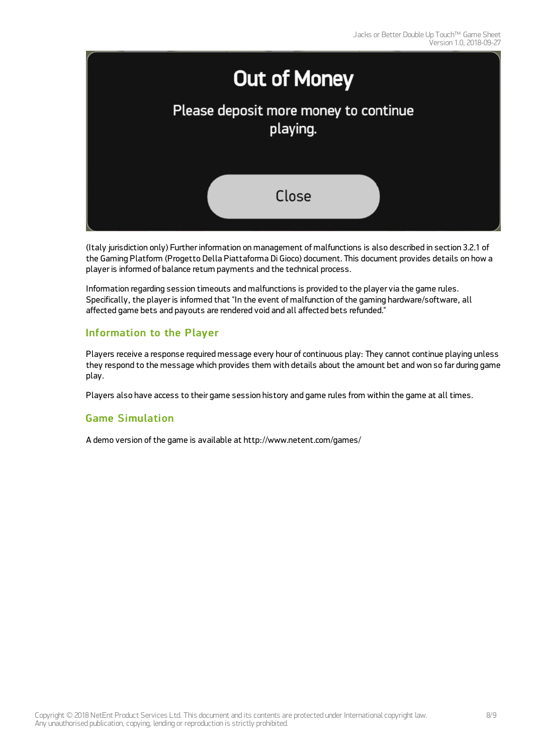(Italy jurisdiction only) Further information on management of malfunctions is also described in section 3.2.1 of the Gaming Platform (Progetto Della Piattaforma Di Gioco) document. This document provides details on how a player is informed of balance return payments and the technical process.

Information regarding session timeouts and malfunctions is provided to the player via the game rules. Specifically, the player is informed that "In the event of malfunction of the gaming hardware/software, all affected game bets and payouts are rendered void and all affected bets refunded."

## Information to the Player

Players receive a response required message every hour of continuous play: They cannot continue playing unless they respond to the message which provides them with details about the amount bet and won so far during game play.

Players also have access to their game session history and game rules from within the game at all times.

## Game Simulation

A demo version of the game is available at http://www.netent.com/games/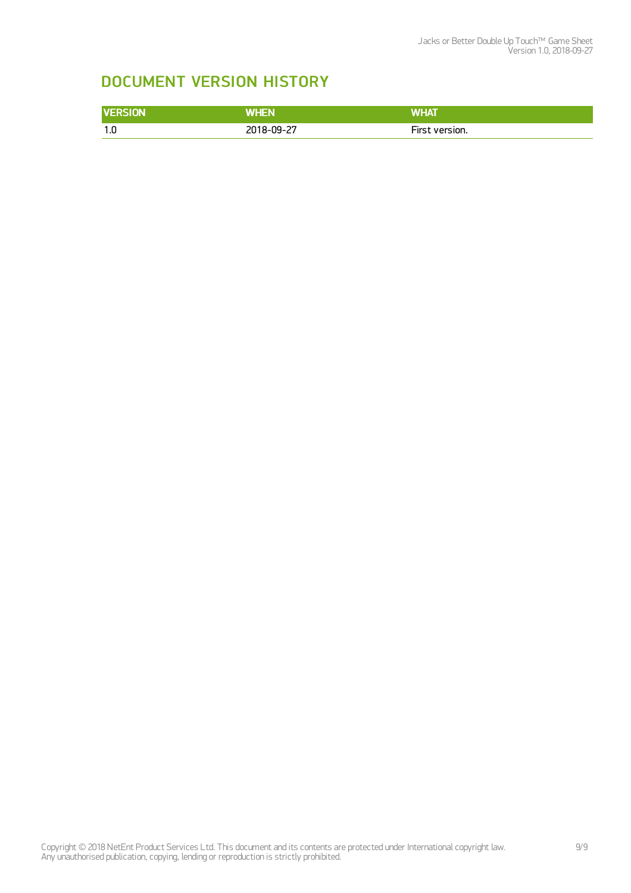## DOCUMENT VERSION HISTORY

| VERSION | WHEN | WHAT |
| --- | --- | --- |
| 1.0 | 2018-09-27 | First version. |